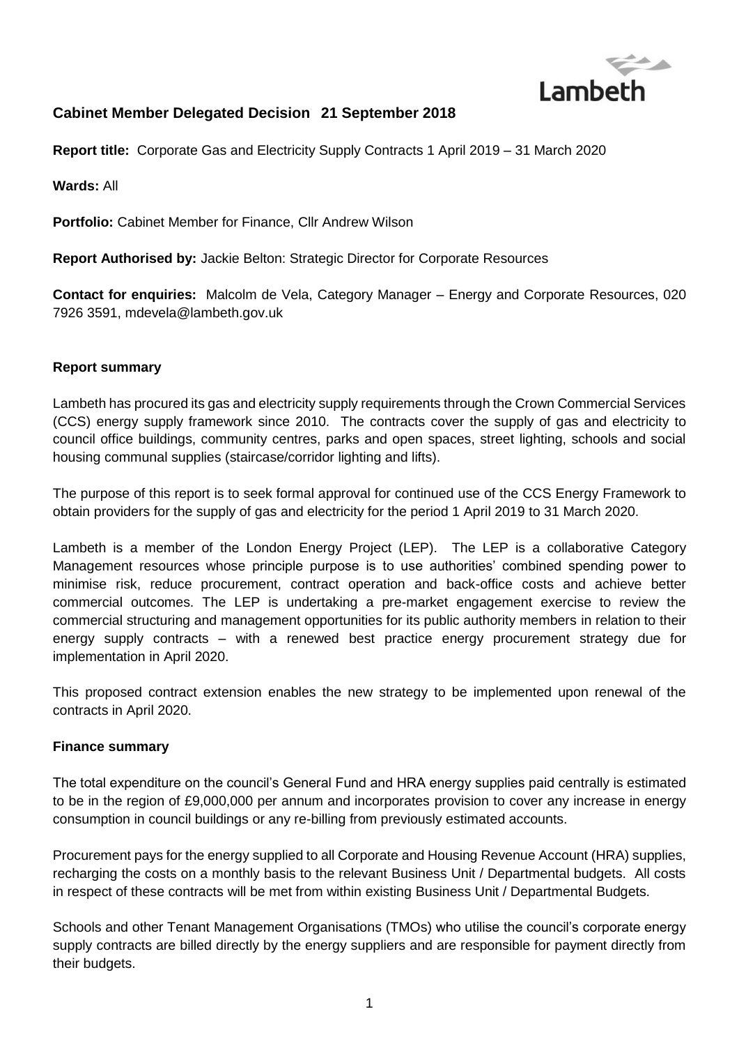Lambeth

## Cabinet Member Delegated Decision 21 September 2018

**Report title:** Corporate Gas and Electricity Supply Contracts 1 April 2019 – 31 March 2020

**Wards:** All

**Portfolio:** Cabinet Member for Finance, Cllr Andrew Wilson

**Report Authorised by:** Jackie Belton: Strategic Director for Corporate Resources

**Contact for enquiries:** Malcolm de Vela, Category Manager – Energy and Corporate Resources, 020 7926 3591, mdevela@lambeth.gov.uk

### Report summary

Lambeth has procured its gas and electricity supply requirements through the Crown Commercial Services (CCS) energy supply framework since 2010. The contracts cover the supply of gas and electricity to council office buildings, community centres, parks and open spaces, street lighting, schools and social housing communal supplies (staircase/corridor lighting and lifts).

The purpose of this report is to seek formal approval for continued use of the CCS Energy Framework to obtain providers for the supply of gas and electricity for the period 1 April 2019 to 31 March 2020.

Lambeth is a member of the London Energy Project (LEP). The LEP is a collaborative Category Management resources whose principle purpose is to use authorities' combined spending power to minimise risk, reduce procurement, contract operation and back-office costs and achieve better commercial outcomes. The LEP is undertaking a pre-market engagement exercise to review the commercial structuring and management opportunities for its public authority members in relation to their energy supply contracts – with a renewed best practice energy procurement strategy due for implementation in April 2020.

This proposed contract extension enables the new strategy to be implemented upon renewal of the contracts in April 2020.

### Finance summary

The total expenditure on the council's General Fund and HRA energy supplies paid centrally is estimated to be in the region of £9,000,000 per annum and incorporates provision to cover any increase in energy consumption in council buildings or any re-billing from previously estimated accounts.

Procurement pays for the energy supplied to all Corporate and Housing Revenue Account (HRA) supplies, recharging the costs on a monthly basis to the relevant Business Unit / Departmental budgets. All costs in respect of these contracts will be met from within existing Business Unit / Departmental Budgets.

Schools and other Tenant Management Organisations (TMOs) who utilise the council's corporate energy supply contracts are billed directly by the energy suppliers and are responsible for payment directly from their budgets.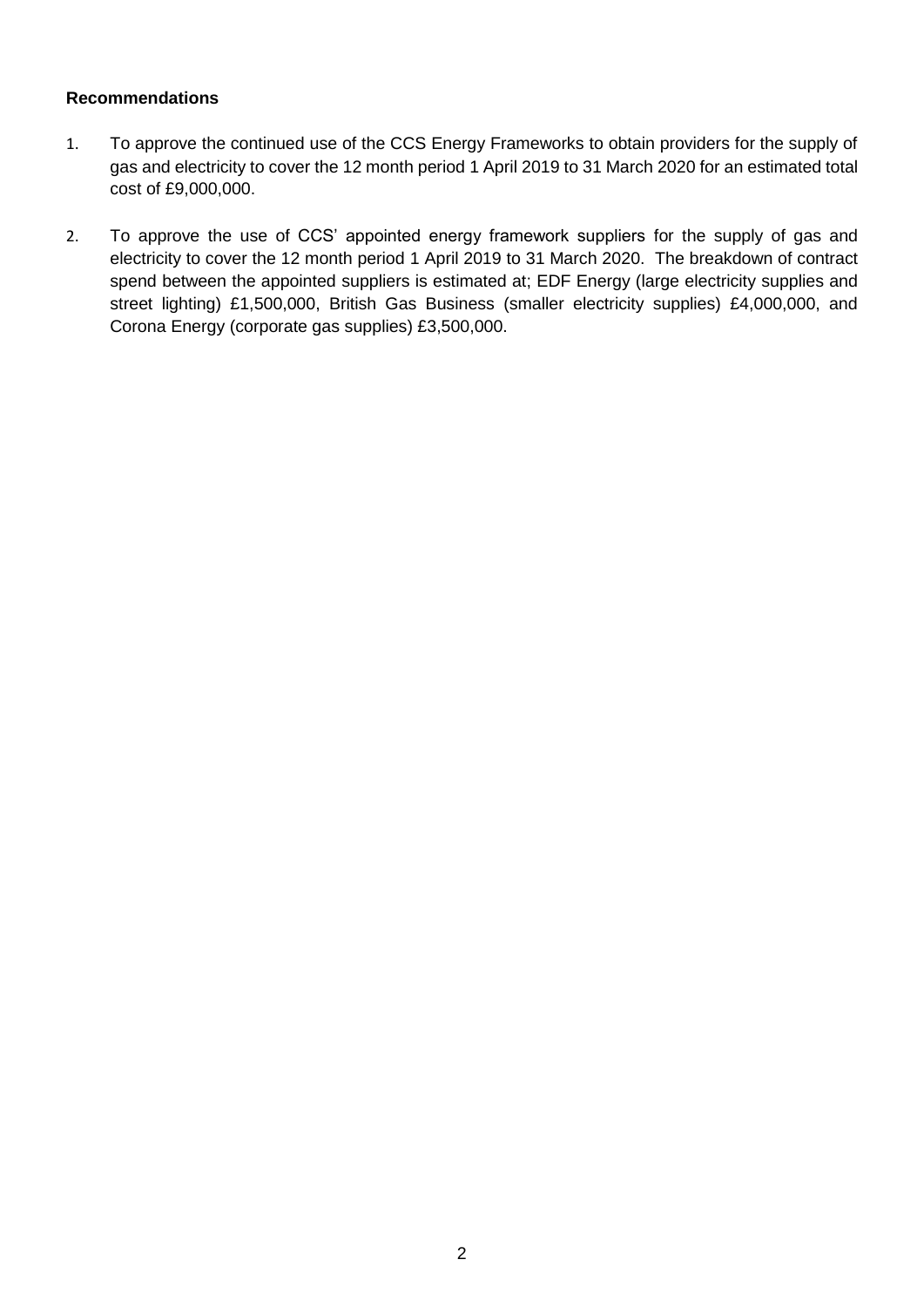**Recommendations**

1. To approve the continued use of the CCS Energy Frameworks to obtain providers for the supply of gas and electricity to cover the 12 month period 1 April 2019 to 31 March 2020 for an estimated total cost of £9,000,000.

2. To approve the use of CCS' appointed energy framework suppliers for the supply of gas and electricity to cover the 12 month period 1 April 2019 to 31 March 2020. The breakdown of contract spend between the appointed suppliers is estimated at; EDF Energy (large electricity supplies and street lighting) £1,500,000, British Gas Business (smaller electricity supplies) £4,000,000, and Corona Energy (corporate gas supplies) £3,500,000.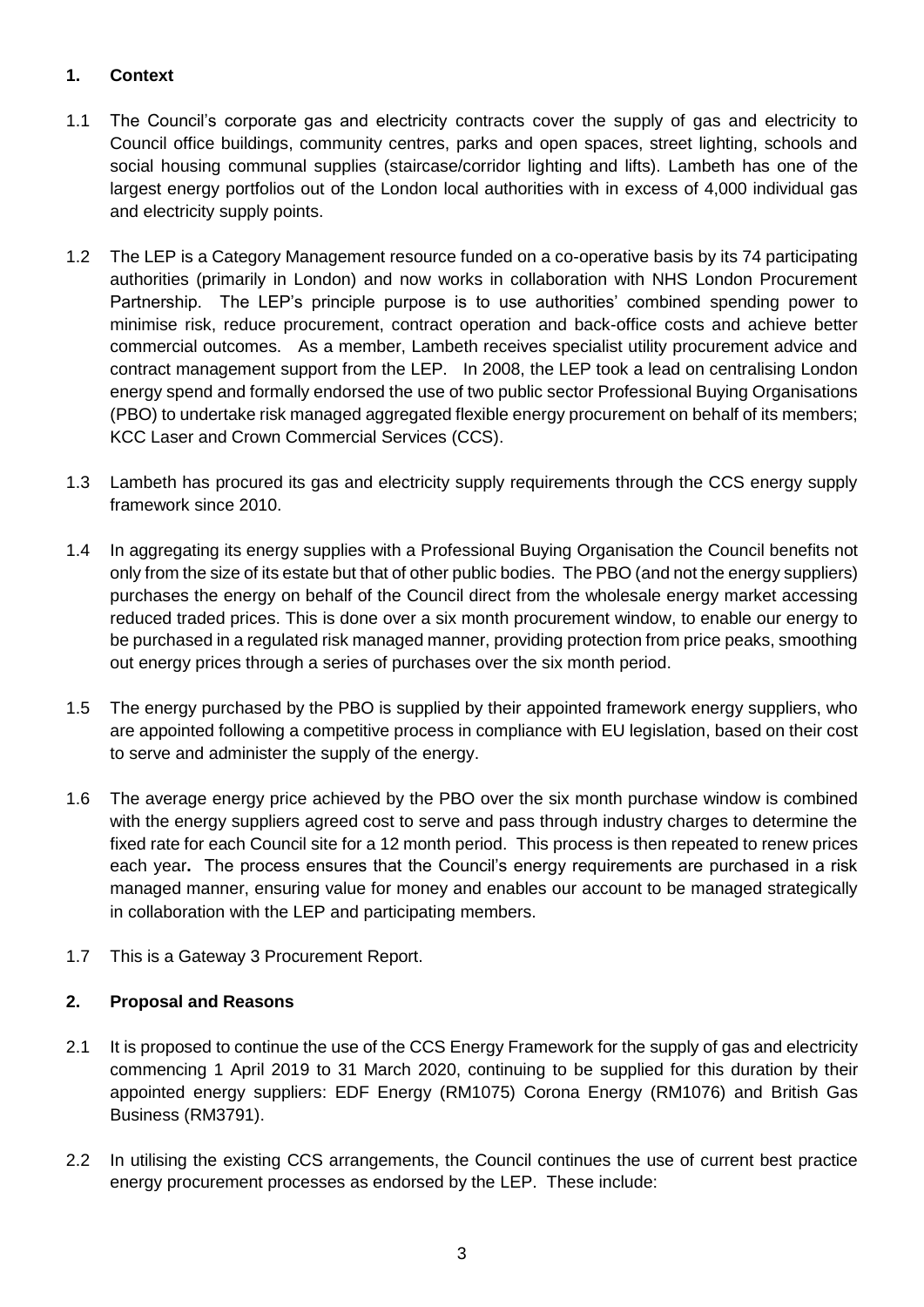## 1. Context

1.1 The Council's corporate gas and electricity contracts cover the supply of gas and electricity to Council office buildings, community centres, parks and open spaces, street lighting, schools and social housing communal supplies (staircase/corridor lighting and lifts). Lambeth has one of the largest energy portfolios out of the London local authorities with in excess of 4,000 individual gas and electricity supply points.

1.2 The LEP is a Category Management resource funded on a co-operative basis by its 74 participating authorities (primarily in London) and now works in collaboration with NHS London Procurement Partnership. The LEP's principle purpose is to use authorities' combined spending power to minimise risk, reduce procurement, contract operation and back-office costs and achieve better commercial outcomes. As a member, Lambeth receives specialist utility procurement advice and contract management support from the LEP. In 2008, the LEP took a lead on centralising London energy spend and formally endorsed the use of two public sector Professional Buying Organisations (PBO) to undertake risk managed aggregated flexible energy procurement on behalf of its members; KCC Laser and Crown Commercial Services (CCS).

1.3 Lambeth has procured its gas and electricity supply requirements through the CCS energy supply framework since 2010.

1.4 In aggregating its energy supplies with a Professional Buying Organisation the Council benefits not only from the size of its estate but that of other public bodies. The PBO (and not the energy suppliers) purchases the energy on behalf of the Council direct from the wholesale energy market accessing reduced traded prices. This is done over a six month procurement window, to enable our energy to be purchased in a regulated risk managed manner, providing protection from price peaks, smoothing out energy prices through a series of purchases over the six month period.

1.5 The energy purchased by the PBO is supplied by their appointed framework energy suppliers, who are appointed following a competitive process in compliance with EU legislation, based on their cost to serve and administer the supply of the energy.

1.6 The average energy price achieved by the PBO over the six month purchase window is combined with the energy suppliers agreed cost to serve and pass through industry charges to determine the fixed rate for each Council site for a 12 month period. This process is then repeated to renew prices each year**.** The process ensures that the Council's energy requirements are purchased in a risk managed manner, ensuring value for money and enables our account to be managed strategically in collaboration with the LEP and participating members.

1.7 This is a Gateway 3 Procurement Report.

## 2. Proposal and Reasons

2.1 It is proposed to continue the use of the CCS Energy Framework for the supply of gas and electricity commencing 1 April 2019 to 31 March 2020, continuing to be supplied for this duration by their appointed energy suppliers: EDF Energy (RM1075) Corona Energy (RM1076) and British Gas Business (RM3791).

2.2 In utilising the existing CCS arrangements, the Council continues the use of current best practice energy procurement processes as endorsed by the LEP. These include: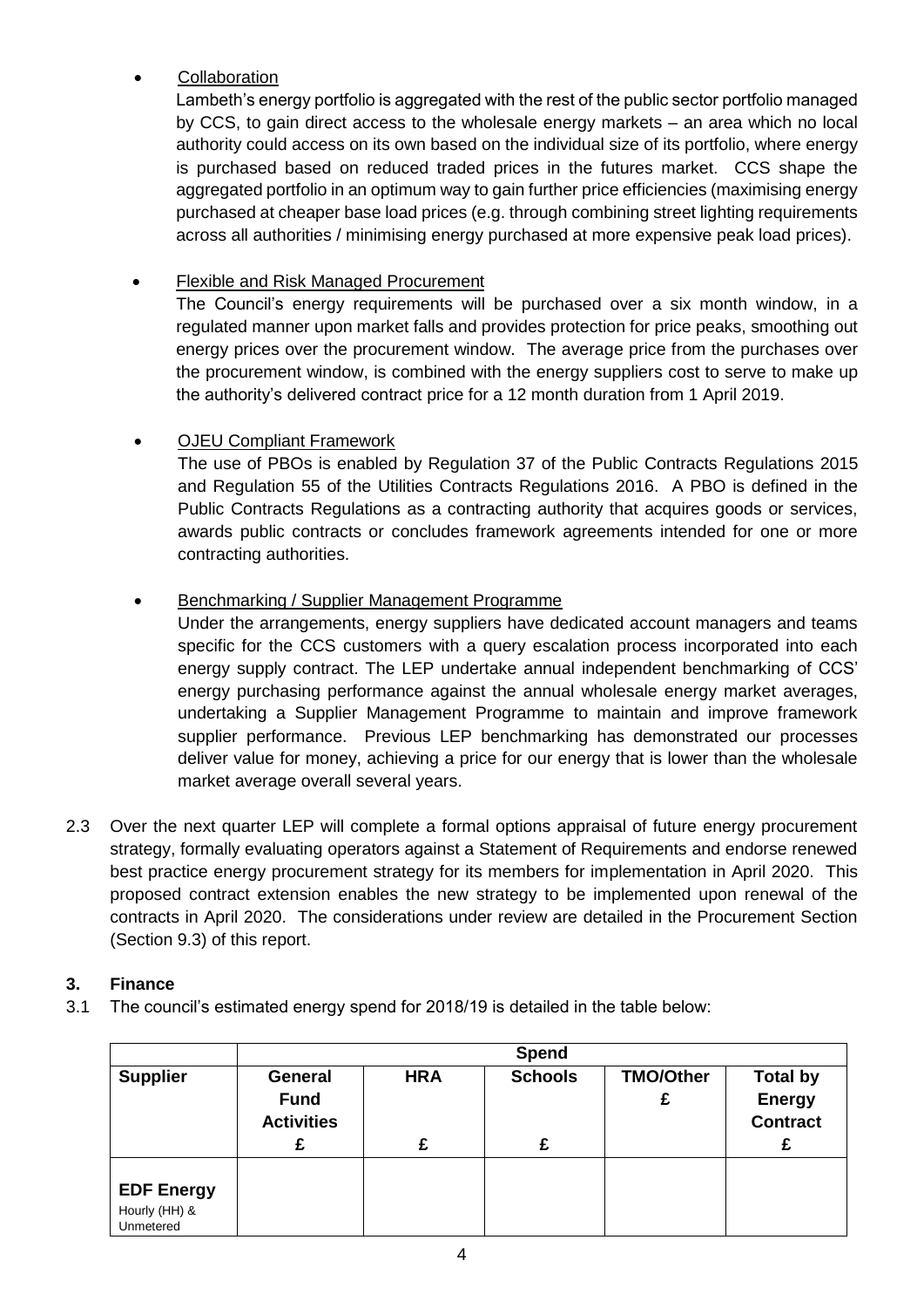- <u>Collaboration</u>

  Lambeth's energy portfolio is aggregated with the rest of the public sector portfolio managed by CCS, to gain direct access to the wholesale energy markets – an area which no local authority could access on its own based on the individual size of its portfolio, where energy is purchased based on reduced traded prices in the futures market. CCS shape the aggregated portfolio in an optimum way to gain further price efficiencies (maximising energy purchased at cheaper base load prices (e.g. through combining street lighting requirements across all authorities / minimising energy purchased at more expensive peak load prices).

- <u>Flexible and Risk Managed Procurement</u>

  The Council's energy requirements will be purchased over a six month window, in a regulated manner upon market falls and provides protection for price peaks, smoothing out energy prices over the procurement window. The average price from the purchases over the procurement window, is combined with the energy suppliers cost to serve to make up the authority's delivered contract price for a 12 month duration from 1 April 2019.

- <u>OJEU Compliant Framework</u>

  The use of PBOs is enabled by Regulation 37 of the Public Contracts Regulations 2015 and Regulation 55 of the Utilities Contracts Regulations 2016. A PBO is defined in the Public Contracts Regulations as a contracting authority that acquires goods or services, awards public contracts or concludes framework agreements intended for one or more contracting authorities.

- <u>Benchmarking / Supplier Management Programme</u>

  Under the arrangements, energy suppliers have dedicated account managers and teams specific for the CCS customers with a query escalation process incorporated into each energy supply contract. The LEP undertake annual independent benchmarking of CCS' energy purchasing performance against the annual wholesale energy market averages, undertaking a Supplier Management Programme to maintain and improve framework supplier performance. Previous LEP benchmarking has demonstrated our processes deliver value for money, achieving a price for our energy that is lower than the wholesale market average overall several years.

2.3 Over the next quarter LEP will complete a formal options appraisal of future energy procurement strategy, formally evaluating operators against a Statement of Requirements and endorse renewed best practice energy procurement strategy for its members for implementation in April 2020. This proposed contract extension enables the new strategy to be implemented upon renewal of the contracts in April 2020. The considerations under review are detailed in the Procurement Section (Section 9.3) of this report.

## 3. Finance

3.1 The council's estimated energy spend for 2018/19 is detailed in the table below:

| | Spend | | | | |
|---|---|---|---|---|---|
| **Supplier** | **General Fund Activities £** | **HRA £** | **Schools £** | **TMO/Other £** | **Total by Energy Contract £** |
| **EDF Energy** Hourly (HH) & Unmetered | | | | | |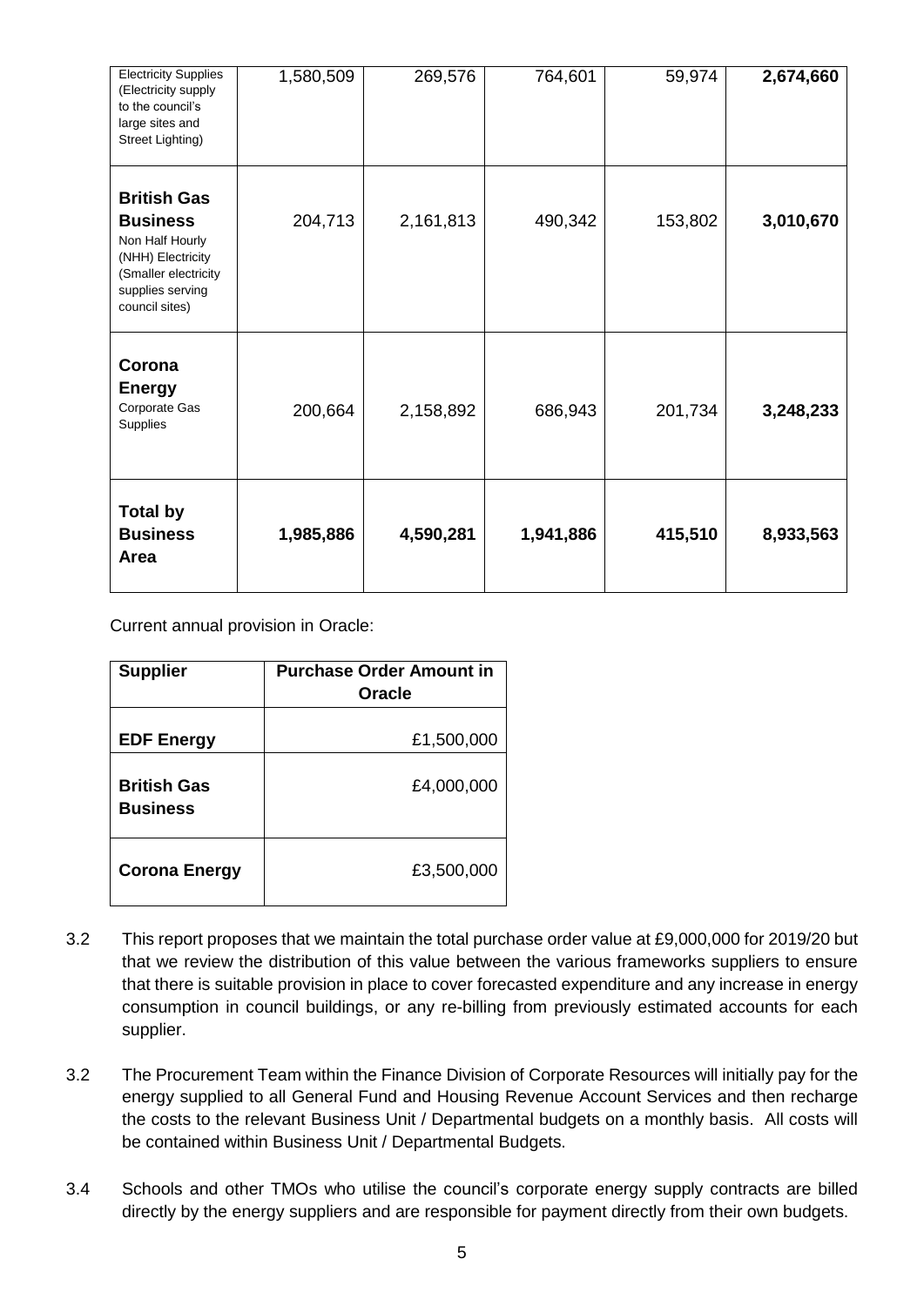| | | | | | |
|---|---|---|---|---|---|
| Electricity Supplies (Electricity supply to the council's large sites and Street Lighting) | 1,580,509 | 269,576 | 764,601 | 59,974 | **2,674,660** |
| **British Gas Business** Non Half Hourly (NHH) Electricity (Smaller electricity supplies serving council sites) | 204,713 | 2,161,813 | 490,342 | 153,802 | **3,010,670** |
| **Corona Energy** Corporate Gas Supplies | 200,664 | 2,158,892 | 686,943 | 201,734 | **3,248,233** |
| **Total by Business Area** | **1,985,886** | **4,590,281** | **1,941,886** | **415,510** | **8,933,563** |

Current annual provision in Oracle:

| Supplier | Purchase Order Amount in Oracle |
|---|---|
| **EDF Energy** | £1,500,000 |
| **British Gas Business** | £4,000,000 |
| **Corona Energy** | £3,500,000 |

3.2 This report proposes that we maintain the total purchase order value at £9,000,000 for 2019/20 but that we review the distribution of this value between the various frameworks suppliers to ensure that there is suitable provision in place to cover forecasted expenditure and any increase in energy consumption in council buildings, or any re-billing from previously estimated accounts for each supplier.

3.2 The Procurement Team within the Finance Division of Corporate Resources will initially pay for the energy supplied to all General Fund and Housing Revenue Account Services and then recharge the costs to the relevant Business Unit / Departmental budgets on a monthly basis. All costs will be contained within Business Unit / Departmental Budgets.

3.4 Schools and other TMOs who utilise the council's corporate energy supply contracts are billed directly by the energy suppliers and are responsible for payment directly from their own budgets.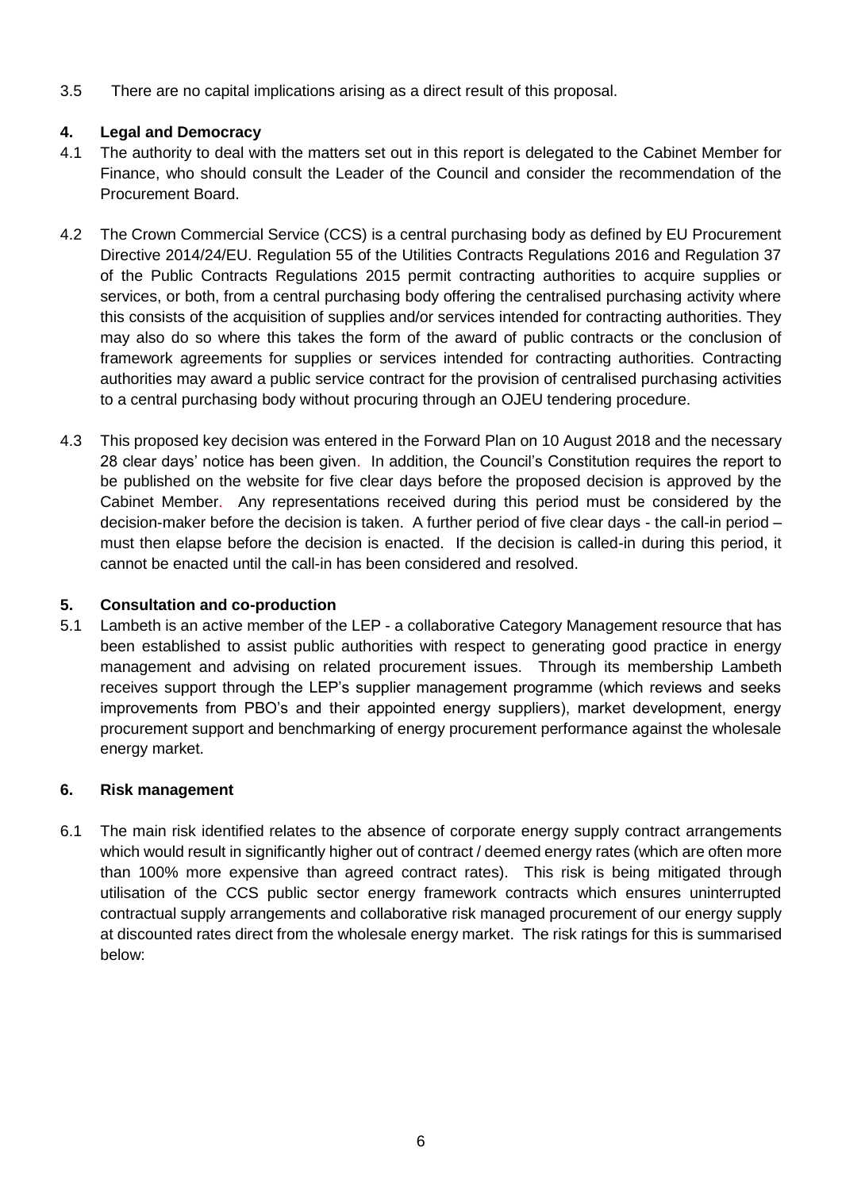3.5 There are no capital implications arising as a direct result of this proposal.

## 4. Legal and Democracy

4.1 The authority to deal with the matters set out in this report is delegated to the Cabinet Member for Finance, who should consult the Leader of the Council and consider the recommendation of the Procurement Board.

4.2 The Crown Commercial Service (CCS) is a central purchasing body as defined by EU Procurement Directive 2014/24/EU. Regulation 55 of the Utilities Contracts Regulations 2016 and Regulation 37 of the Public Contracts Regulations 2015 permit contracting authorities to acquire supplies or services, or both, from a central purchasing body offering the centralised purchasing activity where this consists of the acquisition of supplies and/or services intended for contracting authorities. They may also do so where this takes the form of the award of public contracts or the conclusion of framework agreements for supplies or services intended for contracting authorities. Contracting authorities may award a public service contract for the provision of centralised purchasing activities to a central purchasing body without procuring through an OJEU tendering procedure.

4.3 This proposed key decision was entered in the Forward Plan on 10 August 2018 and the necessary 28 clear days' notice has been given. In addition, the Council's Constitution requires the report to be published on the website for five clear days before the proposed decision is approved by the Cabinet Member. Any representations received during this period must be considered by the decision-maker before the decision is taken. A further period of five clear days - the call-in period – must then elapse before the decision is enacted. If the decision is called-in during this period, it cannot be enacted until the call-in has been considered and resolved.

## 5. Consultation and co-production

5.1 Lambeth is an active member of the LEP - a collaborative Category Management resource that has been established to assist public authorities with respect to generating good practice in energy management and advising on related procurement issues. Through its membership Lambeth receives support through the LEP's supplier management programme (which reviews and seeks improvements from PBO's and their appointed energy suppliers), market development, energy procurement support and benchmarking of energy procurement performance against the wholesale energy market.

## 6. Risk management

6.1 The main risk identified relates to the absence of corporate energy supply contract arrangements which would result in significantly higher out of contract / deemed energy rates (which are often more than 100% more expensive than agreed contract rates). This risk is being mitigated through utilisation of the CCS public sector energy framework contracts which ensures uninterrupted contractual supply arrangements and collaborative risk managed procurement of our energy supply at discounted rates direct from the wholesale energy market. The risk ratings for this is summarised below: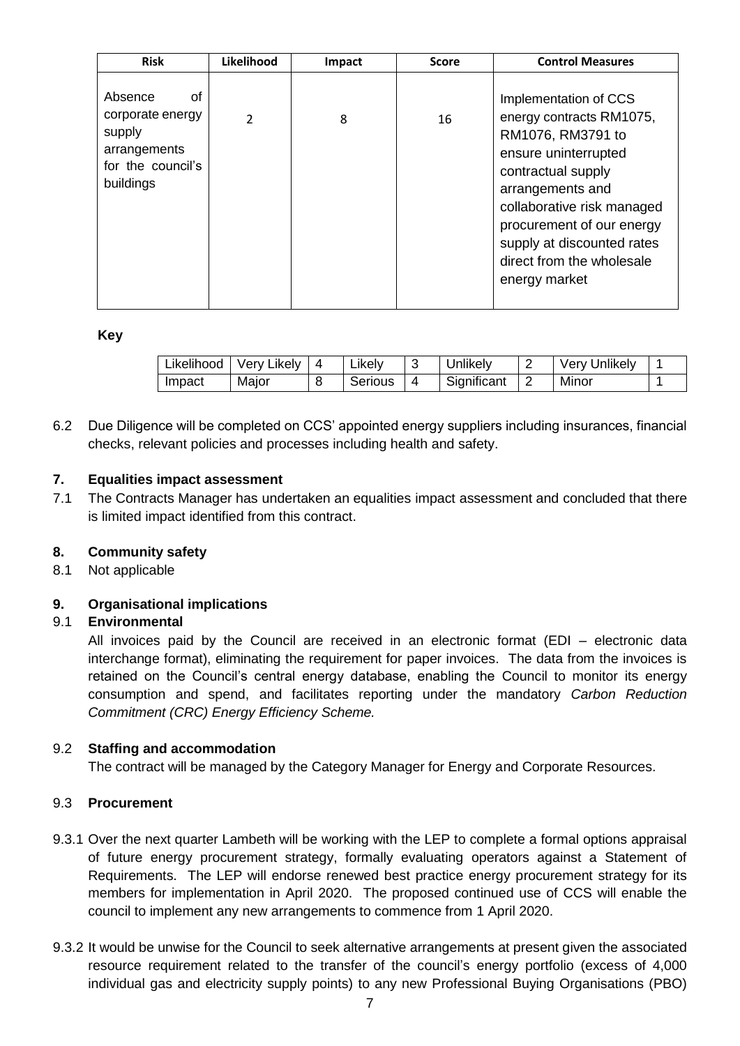| Risk | Likelihood | Impact | Score | Control Measures |
|---|---|---|---|---|
| Absence of corporate energy supply arrangements for the council's buildings | 2 | 8 | 16 | Implementation of CCS energy contracts RM1075, RM1076, RM3791 to ensure uninterrupted contractual supply arrangements and collaborative risk managed procurement of our energy supply at discounted rates direct from the wholesale energy market |

**Key**

| Likelihood | Very Likely | 4 | Likely | 3 | Unlikely | 2 | Very Unlikely | 1 |
|---|---|---|---|---|---|---|---|---|
| Impact | Major | 8 | Serious | 4 | Significant | 2 | Minor | 1 |

6.2 Due Diligence will be completed on CCS' appointed energy suppliers including insurances, financial checks, relevant policies and processes including health and safety.

## 7. Equalities impact assessment

7.1 The Contracts Manager has undertaken an equalities impact assessment and concluded that there is limited impact identified from this contract.

## 8. Community safety

8.1 Not applicable

## 9. Organisational implications

### 9.1 Environmental

All invoices paid by the Council are received in an electronic format (EDI – electronic data interchange format), eliminating the requirement for paper invoices. The data from the invoices is retained on the Council's central energy database, enabling the Council to monitor its energy consumption and spend, and facilitates reporting under the mandatory *Carbon Reduction Commitment (CRC) Energy Efficiency Scheme.*

### 9.2 Staffing and accommodation

The contract will be managed by the Category Manager for Energy and Corporate Resources.

### 9.3 Procurement

9.3.1 Over the next quarter Lambeth will be working with the LEP to complete a formal options appraisal of future energy procurement strategy, formally evaluating operators against a Statement of Requirements. The LEP will endorse renewed best practice energy procurement strategy for its members for implementation in April 2020. The proposed continued use of CCS will enable the council to implement any new arrangements to commence from 1 April 2020.

9.3.2 It would be unwise for the Council to seek alternative arrangements at present given the associated resource requirement related to the transfer of the council's energy portfolio (excess of 4,000 individual gas and electricity supply points) to any new Professional Buying Organisations (PBO)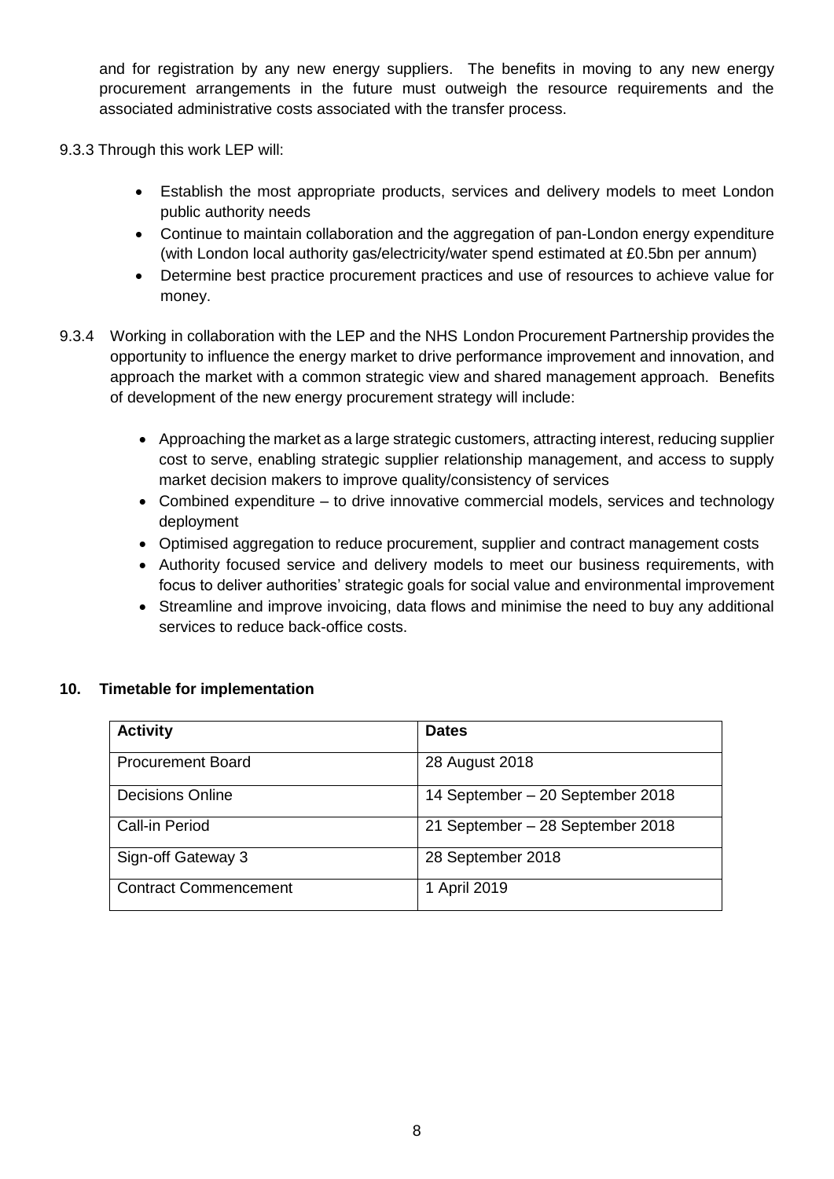and for registration by any new energy suppliers. The benefits in moving to any new energy procurement arrangements in the future must outweigh the resource requirements and the associated administrative costs associated with the transfer process.

9.3.3 Through this work LEP will:

- Establish the most appropriate products, services and delivery models to meet London public authority needs
- Continue to maintain collaboration and the aggregation of pan-London energy expenditure (with London local authority gas/electricity/water spend estimated at £0.5bn per annum)
- Determine best practice procurement practices and use of resources to achieve value for money.

9.3.4 Working in collaboration with the LEP and the NHS London Procurement Partnership provides the opportunity to influence the energy market to drive performance improvement and innovation, and approach the market with a common strategic view and shared management approach. Benefits of development of the new energy procurement strategy will include:

- Approaching the market as a large strategic customers, attracting interest, reducing supplier cost to serve, enabling strategic supplier relationship management, and access to supply market decision makers to improve quality/consistency of services
- Combined expenditure – to drive innovative commercial models, services and technology deployment
- Optimised aggregation to reduce procurement, supplier and contract management costs
- Authority focused service and delivery models to meet our business requirements, with focus to deliver authorities' strategic goals for social value and environmental improvement
- Streamline and improve invoicing, data flows and minimise the need to buy any additional services to reduce back-office costs.

## 10. Timetable for implementation

| Activity | Dates |
| --- | --- |
| Procurement Board | 28 August 2018 |
| Decisions Online | 14 September – 20 September 2018 |
| Call-in Period | 21 September – 28 September 2018 |
| Sign-off Gateway 3 | 28 September 2018 |
| Contract Commencement | 1 April 2019 |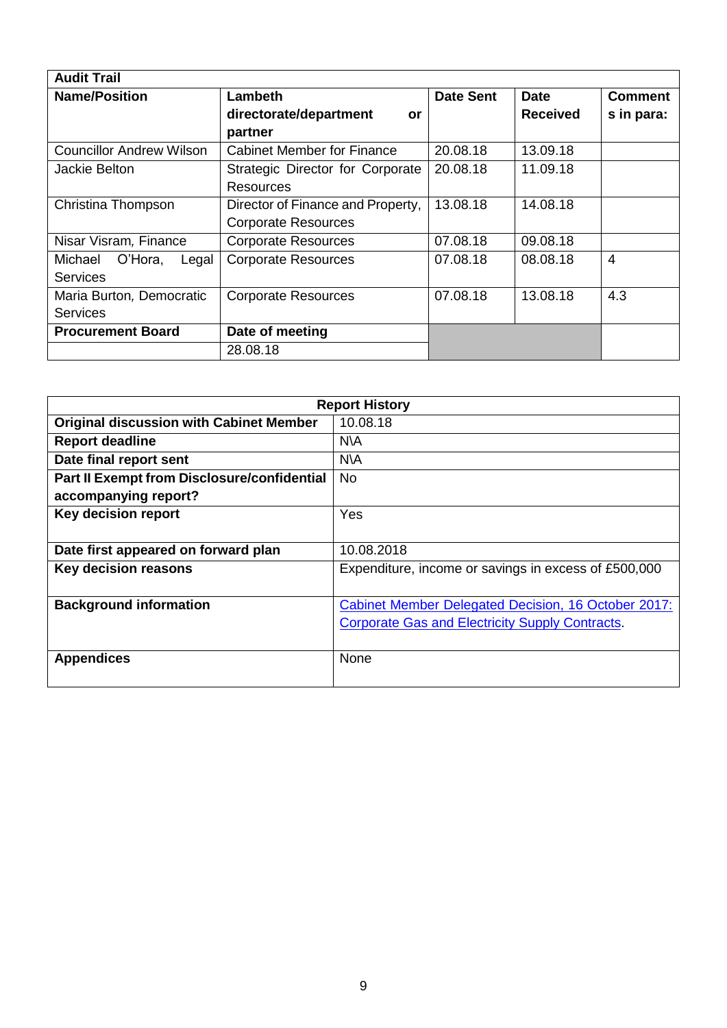| Audit Trail | | | | |
|---|---|---|---|---|
| **Name/Position** | **Lambeth directorate/department or partner** | **Date Sent** | **Date Received** | **Comments in para:** |
| Councillor Andrew Wilson | Cabinet Member for Finance | 20.08.18 | 13.09.18 | |
| Jackie Belton | Strategic Director for Corporate Resources | 20.08.18 | 11.09.18 | |
| Christina Thompson | Director of Finance and Property, Corporate Resources | 13.08.18 | 14.08.18 | |
| Nisar Visram, Finance | Corporate Resources | 07.08.18 | 09.08.18 | |
| Michael O'Hora, Legal Services | Corporate Resources | 07.08.18 | 08.08.18 | 4 |
| Maria Burton, Democratic Services | Corporate Resources | 07.08.18 | 13.08.18 | 4.3 |
| **Procurement Board** | **Date of meeting** | | | |
| | 28.08.18 | | | |

| Report History | |
|---|---|
| **Original discussion with Cabinet Member** | 10.08.18 |
| **Report deadline** | N\A |
| **Date final report sent** | N\A |
| **Part II Exempt from Disclosure/confidential accompanying report?** | No |
| **Key decision report** | Yes |
| **Date first appeared on forward plan** | 10.08.2018 |
| **Key decision reasons** | Expenditure, income or savings in excess of £500,000 |
| **Background information** | Cabinet Member Delegated Decision, 16 October 2017: Corporate Gas and Electricity Supply Contracts. |
| **Appendices** | None |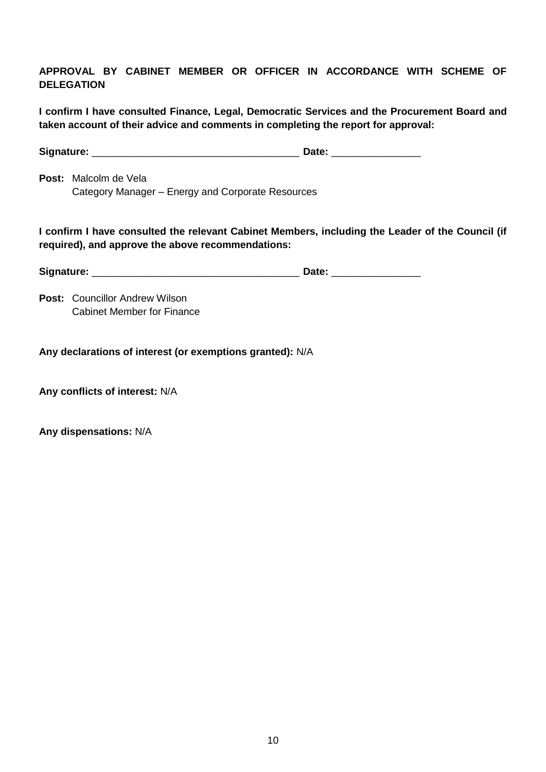**APPROVAL BY CABINET MEMBER OR OFFICER IN ACCORDANCE WITH SCHEME OF DELEGATION**

**I confirm I have consulted Finance, Legal, Democratic Services and the Procurement Board and taken account of their advice and comments in completing the report for approval:**

**Signature:** ____________________________________ **Date:** _______________

**Post:** Malcolm de Vela
Category Manager – Energy and Corporate Resources

**I confirm I have consulted the relevant Cabinet Members, including the Leader of the Council (if required), and approve the above recommendations:**

**Signature:** ____________________________________ **Date:** _______________

**Post:** Councillor Andrew Wilson
Cabinet Member for Finance

**Any declarations of interest (or exemptions granted):** N/A

**Any conflicts of interest:** N/A

**Any dispensations:** N/A